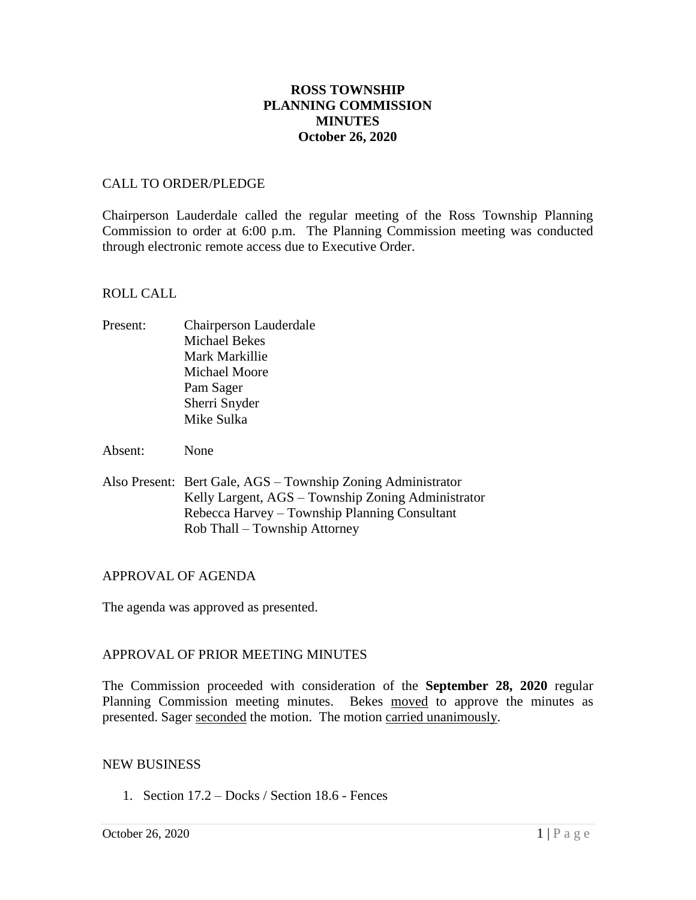# ROSS TOWNSHIP
# PLANNING COMMISSION
# MINUTES
# October 26, 2020

## CALL TO ORDER/PLEDGE

Chairperson Lauderdale called the regular meeting of the Ross Township Planning Commission to order at 6:00 p.m. The Planning Commission meeting was conducted through electronic remote access due to Executive Order.

## ROLL CALL

Present: Chairperson Lauderdale
Michael Bekes
Mark Markillie
Michael Moore
Pam Sager
Sherri Snyder
Mike Sulka

Absent: None

Also Present: Bert Gale, AGS – Township Zoning Administrator
Kelly Largent, AGS – Township Zoning Administrator
Rebecca Harvey – Township Planning Consultant
Rob Thall – Township Attorney

## APPROVAL OF AGENDA

The agenda was approved as presented.

## APPROVAL OF PRIOR MEETING MINUTES

The Commission proceeded with consideration of the **September 28, 2020** regular Planning Commission meeting minutes. Bekes moved to approve the minutes as presented. Sager seconded the motion. The motion carried unanimously.

## NEW BUSINESS

1. Section 17.2 – Docks / Section 18.6 - Fences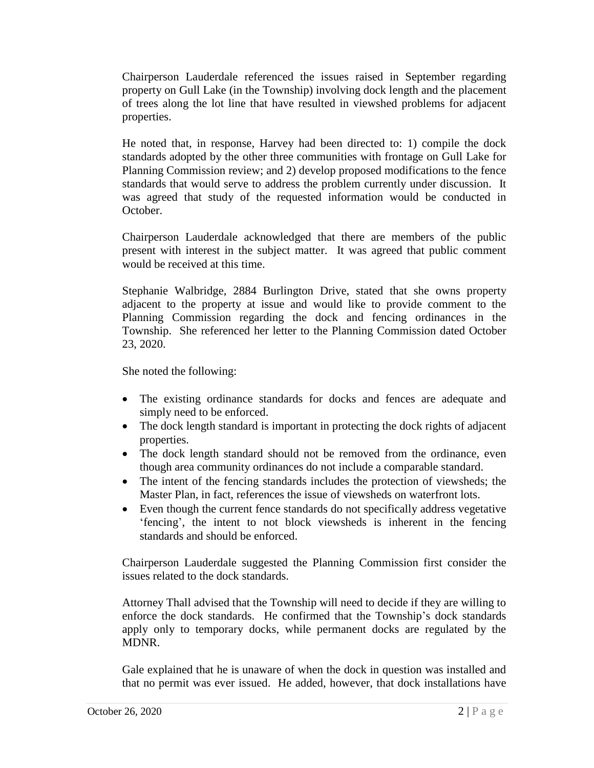Chairperson Lauderdale referenced the issues raised in September regarding property on Gull Lake (in the Township) involving dock length and the placement of trees along the lot line that have resulted in viewshed problems for adjacent properties.

He noted that, in response, Harvey had been directed to: 1) compile the dock standards adopted by the other three communities with frontage on Gull Lake for Planning Commission review; and 2) develop proposed modifications to the fence standards that would serve to address the problem currently under discussion. It was agreed that study of the requested information would be conducted in October.

Chairperson Lauderdale acknowledged that there are members of the public present with interest in the subject matter. It was agreed that public comment would be received at this time.

Stephanie Walbridge, 2884 Burlington Drive, stated that she owns property adjacent to the property at issue and would like to provide comment to the Planning Commission regarding the dock and fencing ordinances in the Township. She referenced her letter to the Planning Commission dated October 23, 2020.

She noted the following:

- The existing ordinance standards for docks and fences are adequate and simply need to be enforced.
- The dock length standard is important in protecting the dock rights of adjacent properties.
- The dock length standard should not be removed from the ordinance, even though area community ordinances do not include a comparable standard.
- The intent of the fencing standards includes the protection of viewsheds; the Master Plan, in fact, references the issue of viewsheds on waterfront lots.
- Even though the current fence standards do not specifically address vegetative 'fencing', the intent to not block viewsheds is inherent in the fencing standards and should be enforced.

Chairperson Lauderdale suggested the Planning Commission first consider the issues related to the dock standards.

Attorney Thall advised that the Township will need to decide if they are willing to enforce the dock standards. He confirmed that the Township's dock standards apply only to temporary docks, while permanent docks are regulated by the MDNR.

Gale explained that he is unaware of when the dock in question was installed and that no permit was ever issued. He added, however, that dock installations have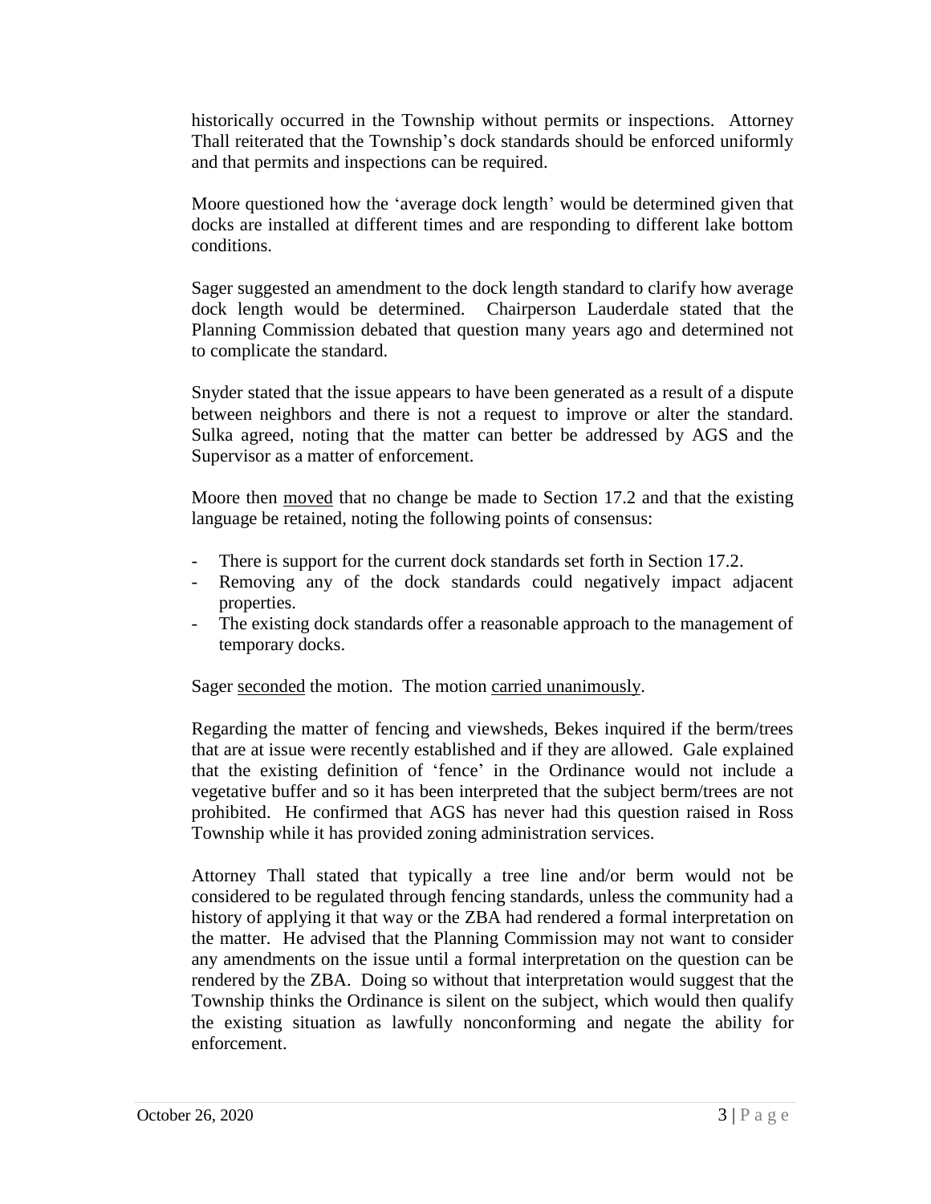historically occurred in the Township without permits or inspections. Attorney Thall reiterated that the Township's dock standards should be enforced uniformly and that permits and inspections can be required.

Moore questioned how the 'average dock length' would be determined given that docks are installed at different times and are responding to different lake bottom conditions.

Sager suggested an amendment to the dock length standard to clarify how average dock length would be determined. Chairperson Lauderdale stated that the Planning Commission debated that question many years ago and determined not to complicate the standard.

Snyder stated that the issue appears to have been generated as a result of a dispute between neighbors and there is not a request to improve or alter the standard. Sulka agreed, noting that the matter can better be addressed by AGS and the Supervisor as a matter of enforcement.

Moore then moved that no change be made to Section 17.2 and that the existing language be retained, noting the following points of consensus:

- There is support for the current dock standards set forth in Section 17.2.
- Removing any of the dock standards could negatively impact adjacent properties.
- The existing dock standards offer a reasonable approach to the management of temporary docks.

Sager seconded the motion. The motion carried unanimously.

Regarding the matter of fencing and viewsheds, Bekes inquired if the berm/trees that are at issue were recently established and if they are allowed. Gale explained that the existing definition of 'fence' in the Ordinance would not include a vegetative buffer and so it has been interpreted that the subject berm/trees are not prohibited. He confirmed that AGS has never had this question raised in Ross Township while it has provided zoning administration services.

Attorney Thall stated that typically a tree line and/or berm would not be considered to be regulated through fencing standards, unless the community had a history of applying it that way or the ZBA had rendered a formal interpretation on the matter. He advised that the Planning Commission may not want to consider any amendments on the issue until a formal interpretation on the question can be rendered by the ZBA. Doing so without that interpretation would suggest that the Township thinks the Ordinance is silent on the subject, which would then qualify the existing situation as lawfully nonconforming and negate the ability for enforcement.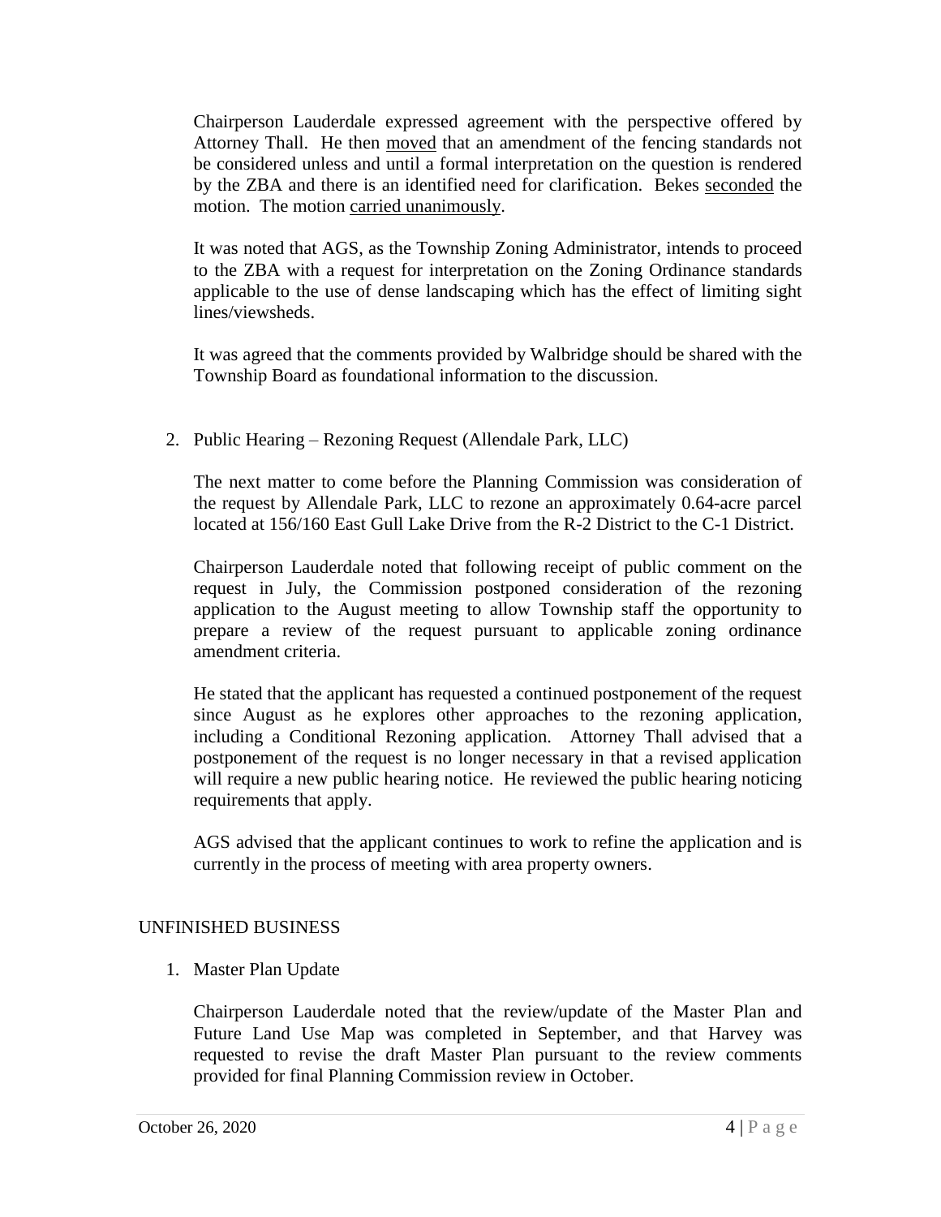Chairperson Lauderdale expressed agreement with the perspective offered by Attorney Thall. He then moved that an amendment of the fencing standards not be considered unless and until a formal interpretation on the question is rendered by the ZBA and there is an identified need for clarification. Bekes seconded the motion. The motion carried unanimously.

It was noted that AGS, as the Township Zoning Administrator, intends to proceed to the ZBA with a request for interpretation on the Zoning Ordinance standards applicable to the use of dense landscaping which has the effect of limiting sight lines/viewsheds.

It was agreed that the comments provided by Walbridge should be shared with the Township Board as foundational information to the discussion.

2. Public Hearing – Rezoning Request (Allendale Park, LLC)

The next matter to come before the Planning Commission was consideration of the request by Allendale Park, LLC to rezone an approximately 0.64-acre parcel located at 156/160 East Gull Lake Drive from the R-2 District to the C-1 District.

Chairperson Lauderdale noted that following receipt of public comment on the request in July, the Commission postponed consideration of the rezoning application to the August meeting to allow Township staff the opportunity to prepare a review of the request pursuant to applicable zoning ordinance amendment criteria.

He stated that the applicant has requested a continued postponement of the request since August as he explores other approaches to the rezoning application, including a Conditional Rezoning application. Attorney Thall advised that a postponement of the request is no longer necessary in that a revised application will require a new public hearing notice. He reviewed the public hearing noticing requirements that apply.

AGS advised that the applicant continues to work to refine the application and is currently in the process of meeting with area property owners.

## UNFINISHED BUSINESS

1. Master Plan Update

Chairperson Lauderdale noted that the review/update of the Master Plan and Future Land Use Map was completed in September, and that Harvey was requested to revise the draft Master Plan pursuant to the review comments provided for final Planning Commission review in October.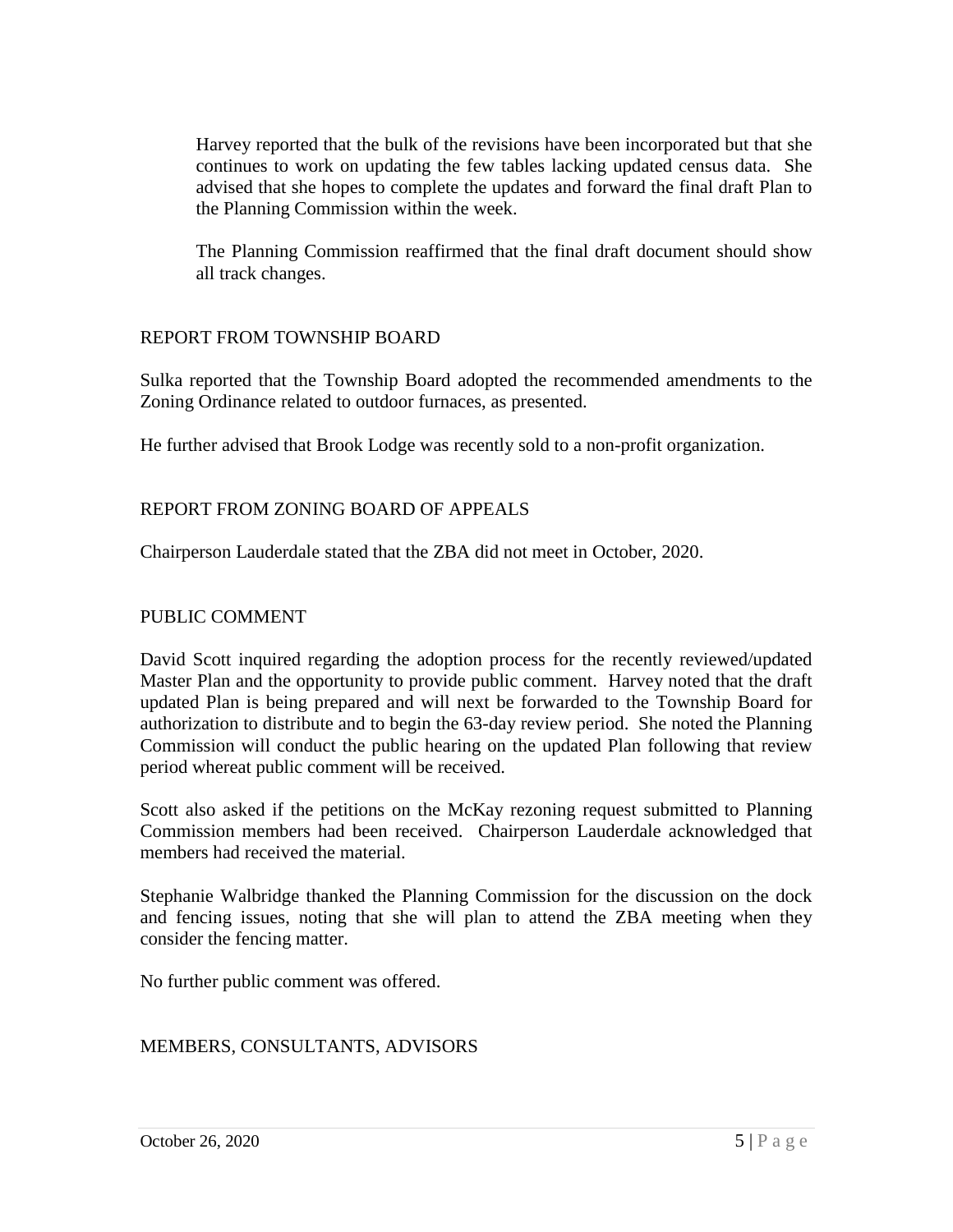Harvey reported that the bulk of the revisions have been incorporated but that she continues to work on updating the few tables lacking updated census data. She advised that she hopes to complete the updates and forward the final draft Plan to the Planning Commission within the week.

The Planning Commission reaffirmed that the final draft document should show all track changes.

## REPORT FROM TOWNSHIP BOARD

Sulka reported that the Township Board adopted the recommended amendments to the Zoning Ordinance related to outdoor furnaces, as presented.

He further advised that Brook Lodge was recently sold to a non-profit organization.

## REPORT FROM ZONING BOARD OF APPEALS

Chairperson Lauderdale stated that the ZBA did not meet in October, 2020.

## PUBLIC COMMENT

David Scott inquired regarding the adoption process for the recently reviewed/updated Master Plan and the opportunity to provide public comment. Harvey noted that the draft updated Plan is being prepared and will next be forwarded to the Township Board for authorization to distribute and to begin the 63-day review period. She noted the Planning Commission will conduct the public hearing on the updated Plan following that review period whereat public comment will be received.

Scott also asked if the petitions on the McKay rezoning request submitted to Planning Commission members had been received. Chairperson Lauderdale acknowledged that members had received the material.

Stephanie Walbridge thanked the Planning Commission for the discussion on the dock and fencing issues, noting that she will plan to attend the ZBA meeting when they consider the fencing matter.

No further public comment was offered.

## MEMBERS, CONSULTANTS, ADVISORS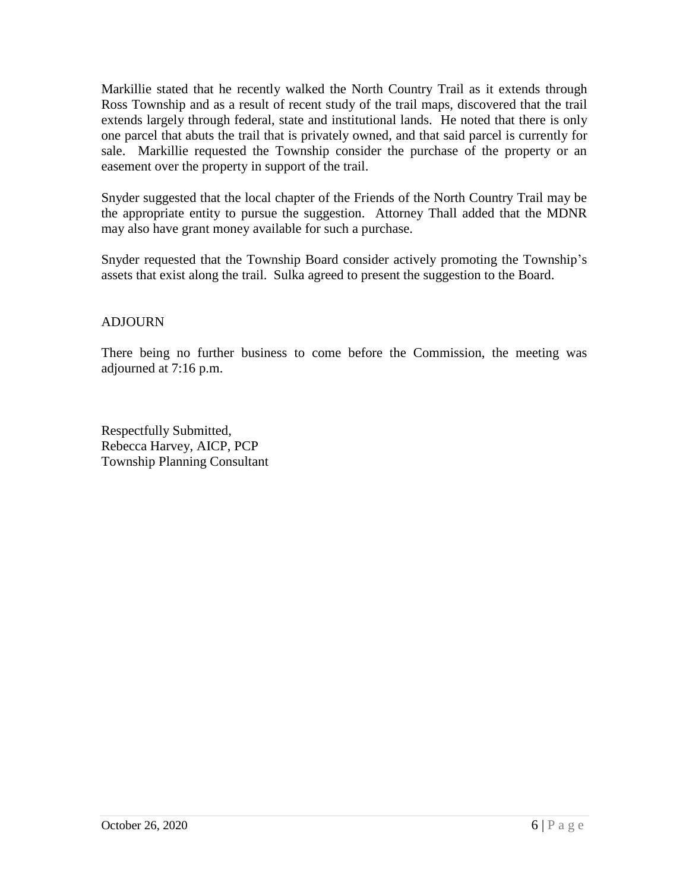Markillie stated that he recently walked the North Country Trail as it extends through Ross Township and as a result of recent study of the trail maps, discovered that the trail extends largely through federal, state and institutional lands. He noted that there is only one parcel that abuts the trail that is privately owned, and that said parcel is currently for sale. Markillie requested the Township consider the purchase of the property or an easement over the property in support of the trail.

Snyder suggested that the local chapter of the Friends of the North Country Trail may be the appropriate entity to pursue the suggestion. Attorney Thall added that the MDNR may also have grant money available for such a purchase.

Snyder requested that the Township Board consider actively promoting the Township's assets that exist along the trail. Sulka agreed to present the suggestion to the Board.

## ADJOURN

There being no further business to come before the Commission, the meeting was adjourned at 7:16 p.m.

Respectfully Submitted,
Rebecca Harvey, AICP, PCP
Township Planning Consultant